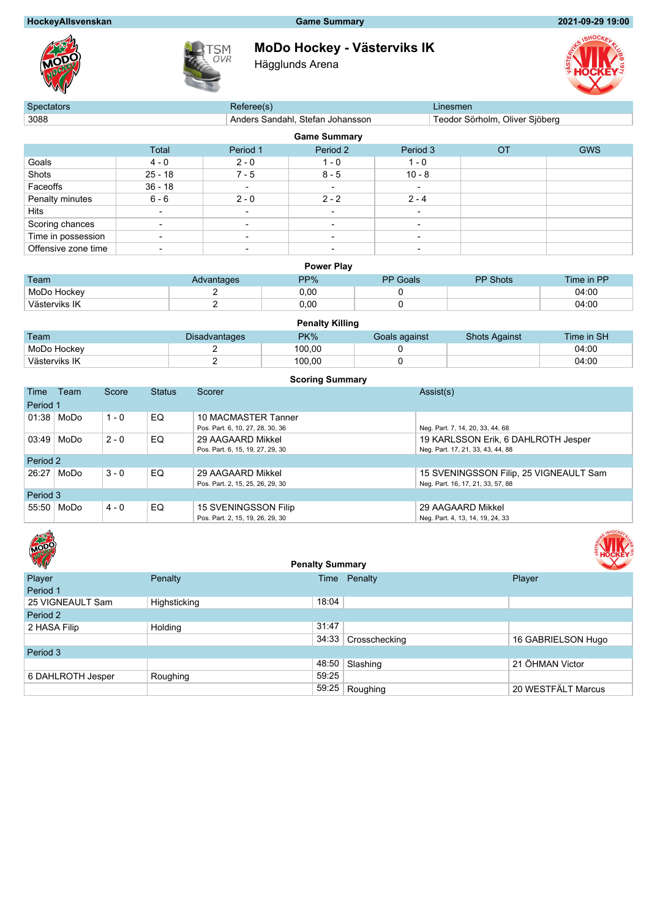HockeyAllsvenskan | Game Summary | 2021-09-29 19:00

# MoDo Hockey - Västerviks IK

Hägglunds Arena

| Spectators | Referee(s) | Linesmen |
|---|---|---|
| 3088 | Anders Sandahl, Stefan Johansson | Teodor Sörholm, Oliver Sjöberg |

## Game Summary

| | Total | Period 1 | Period 2 | Period 3 | OT | GWS |
|---|---|---|---|---|---|---|
| Goals | 4 - 0 | 2 - 0 | 1 - 0 | 1 - 0 | | |
| Shots | 25 - 18 | 7 - 5 | 8 - 5 | 10 - 8 | | |
| Faceoffs | 36 - 18 | - | - | - | | |
| Penalty minutes | 6 - 6 | 2 - 0 | 2 - 2 | 2 - 4 | | |
| Hits | - | - | - | - | | |
| Scoring chances | - | - | - | - | | |
| Time in possession | - | - | - | - | | |
| Offensive zone time | - | - | - | - | | |

## Power Play

| Team | Advantages | PP% | PP Goals | PP Shots | Time in PP |
|---|---|---|---|---|---|
| MoDo Hockey | 2 | 0,00 | 0 | | 04:00 |
| Västerviks IK | 2 | 0,00 | 0 | | 04:00 |

## Penalty Killing

| Team | Disadvantages | PK% | Goals against | Shots Against | Time in SH |
|---|---|---|---|---|---|
| MoDo Hockey | 2 | 100,00 | 0 | | 04:00 |
| Västerviks IK | 2 | 100,00 | 0 | | 04:00 |

## Scoring Summary

| Time | Team | Score | Status | Scorer | Assist(s) |
|---|---|---|---|---|---|
| Period 1 | | | | | |
| 01:38 | MoDo | 1 - 0 | EQ | 10 MACMASTER Tanner<br>Pos. Part. 6, 10, 27, 28, 30, 36 | Neg. Part. 7, 14, 20, 33, 44, 68 |
| 03:49 | MoDo | 2 - 0 | EQ | 29 AAGAARD Mikkel<br>Pos. Part. 6, 15, 19, 27, 29, 30 | 19 KARLSSON Erik, 6 DAHLROTH Jesper<br>Neg. Part. 17, 21, 33, 43, 44, 88 |
| Period 2 | | | | | |
| 26:27 | MoDo | 3 - 0 | EQ | 29 AAGAARD Mikkel<br>Pos. Part. 2, 15, 25, 26, 29, 30 | 15 SVENINGSSON Filip, 25 VIGNEAULT Sam<br>Neg. Part. 16, 17, 21, 33, 57, 88 |
| Period 3 | | | | | |
| 55:50 | MoDo | 4 - 0 | EQ | 15 SVENINGSSON Filip<br>Pos. Part. 2, 15, 19, 26, 29, 30 | 29 AAGAARD Mikkel<br>Neg. Part. 4, 13, 14, 19, 24, 33 |

## Penalty Summary

| Player | Penalty | Time | Penalty | Player |
|---|---|---|---|---|
| Period 1 | | | | |
| 25 VIGNEAULT Sam | Highsticking | 18:04 | | |
| Period 2 | | | | |
| 2 HASA Filip | Holding | 31:47 | | |
| | | 34:33 | Crosschecking | 16 GABRIELSON Hugo |
| Period 3 | | | | |
| | | 48:50 | Slashing | 21 ÖHMAN Victor |
| 6 DAHLROTH Jesper | Roughing | 59:25 | | |
| | | 59:25 | Roughing | 20 WESTFÄLT Marcus |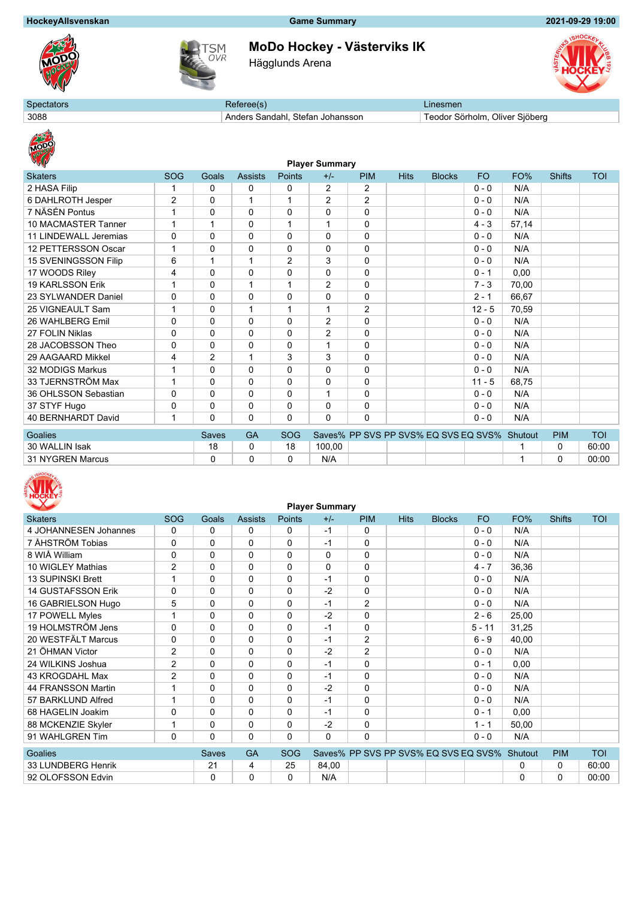HockeyAllsvenskan | Game Summary | 2021-09-29 19:00

# MoDo Hockey - Västerviks IK

Hägglunds Arena

| Spectators | Referee(s) | Linesmen |
|---|---|---|
| 3088 | Anders Sandahl, Stefan Johansson | Teodor Sörholm, Oliver Sjöberg |

## Player Summary

| Skaters | SOG | Goals | Assists | Points | +/- | PIM | Hits | Blocks | FO | FO% | Shifts | TOI |
|---|---|---|---|---|---|---|---|---|---|---|---|---|
| 2 HASA Filip | 1 | 0 | 0 | 0 | 2 | 2 | | | 0 - 0 | N/A | | |
| 6 DAHLROTH Jesper | 2 | 0 | 1 | 1 | 2 | 2 | | | 0 - 0 | N/A | | |
| 7 NÄSÉN Pontus | 1 | 0 | 0 | 0 | 0 | 0 | | | 0 - 0 | N/A | | |
| 10 MACMASTER Tanner | 1 | 1 | 0 | 1 | 1 | 0 | | | 4 - 3 | 57,14 | | |
| 11 LINDEWALL Jeremias | 0 | 0 | 0 | 0 | 0 | 0 | | | 0 - 0 | N/A | | |
| 12 PETTERSSON Oscar | 1 | 0 | 0 | 0 | 0 | 0 | | | 0 - 0 | N/A | | |
| 15 SVENINGSSON Filip | 6 | 1 | 1 | 2 | 3 | 0 | | | 0 - 0 | N/A | | |
| 17 WOODS Riley | 4 | 0 | 0 | 0 | 0 | 0 | | | 0 - 1 | 0,00 | | |
| 19 KARLSSON Erik | 1 | 0 | 1 | 1 | 2 | 0 | | | 7 - 3 | 70,00 | | |
| 23 SYLWANDER Daniel | 0 | 0 | 0 | 0 | 0 | 0 | | | 2 - 1 | 66,67 | | |
| 25 VIGNEAULT Sam | 1 | 0 | 1 | 1 | 1 | 2 | | | 12 - 5 | 70,59 | | |
| 26 WAHLBERG Emil | 0 | 0 | 0 | 0 | 2 | 0 | | | 0 - 0 | N/A | | |
| 27 FOLIN Niklas | 0 | 0 | 0 | 0 | 2 | 0 | | | 0 - 0 | N/A | | |
| 28 JACOBSSON Theo | 0 | 0 | 0 | 0 | 1 | 0 | | | 0 - 0 | N/A | | |
| 29 AAGAARD Mikkel | 4 | 2 | 1 | 3 | 3 | 0 | | | 0 - 0 | N/A | | |
| 32 MODIGS Markus | 1 | 0 | 0 | 0 | 0 | 0 | | | 0 - 0 | N/A | | |
| 33 TJERNSTRÖM Max | 1 | 0 | 0 | 0 | 0 | 0 | | | 11 - 5 | 68,75 | | |
| 36 OHLSSON Sebastian | 0 | 0 | 0 | 0 | 1 | 0 | | | 0 - 0 | N/A | | |
| 37 STYF Hugo | 0 | 0 | 0 | 0 | 0 | 0 | | | 0 - 0 | N/A | | |
| 40 BERNHARDT David | 1 | 0 | 0 | 0 | 0 | 0 | | | 0 - 0 | N/A | | |

| Goalies | Saves | GA | SOG | Saves% | PP SVS | PP SVS% | EQ SVS | EQ SVS% | Shutout | PIM | TOI |
|---|---|---|---|---|---|---|---|---|---|---|---|
| 30 WALLIN Isak | 18 | 0 | 18 | 100,00 | | | | | 1 | 0 | 60:00 |
| 31 NYGREN Marcus | 0 | 0 | 0 | N/A | | | | | 1 | 0 | 00:00 |

## Player Summary

| Skaters | SOG | Goals | Assists | Points | +/- | PIM | Hits | Blocks | FO | FO% | Shifts | TOI |
|---|---|---|---|---|---|---|---|---|---|---|---|---|
| 4 JOHANNESEN Johannes | 0 | 0 | 0 | 0 | -1 | 0 | | | 0 - 0 | N/A | | |
| 7 ÅHSTRÖM Tobias | 0 | 0 | 0 | 0 | -1 | 0 | | | 0 - 0 | N/A | | |
| 8 WIÅ William | 0 | 0 | 0 | 0 | 0 | 0 | | | 0 - 0 | N/A | | |
| 10 WIGLEY Mathias | 2 | 0 | 0 | 0 | 0 | 0 | | | 4 - 7 | 36,36 | | |
| 13 SUPINSKI Brett | 1 | 0 | 0 | 0 | -1 | 0 | | | 0 - 0 | N/A | | |
| 14 GUSTAFSSON Erik | 0 | 0 | 0 | 0 | -2 | 0 | | | 0 - 0 | N/A | | |
| 16 GABRIELSON Hugo | 5 | 0 | 0 | 0 | -1 | 2 | | | 0 - 0 | N/A | | |
| 17 POWELL Myles | 1 | 0 | 0 | 0 | -2 | 0 | | | 2 - 6 | 25,00 | | |
| 19 HOLMSTRÖM Jens | 0 | 0 | 0 | 0 | -1 | 0 | | | 5 - 11 | 31,25 | | |
| 20 WESTFÄLT Marcus | 0 | 0 | 0 | 0 | -1 | 2 | | | 6 - 9 | 40,00 | | |
| 21 ÖHMAN Victor | 2 | 0 | 0 | 0 | -2 | 2 | | | 0 - 0 | N/A | | |
| 24 WILKINS Joshua | 2 | 0 | 0 | 0 | -1 | 0 | | | 0 - 1 | 0,00 | | |
| 43 KROGDAHL Max | 2 | 0 | 0 | 0 | -1 | 0 | | | 0 - 0 | N/A | | |
| 44 FRANSSON Martin | 1 | 0 | 0 | 0 | -2 | 0 | | | 0 - 0 | N/A | | |
| 57 BARKLUND Alfred | 1 | 0 | 0 | 0 | -1 | 0 | | | 0 - 0 | N/A | | |
| 68 HAGELIN Joakim | 0 | 0 | 0 | 0 | -1 | 0 | | | 0 - 1 | 0,00 | | |
| 88 MCKENZIE Skyler | 1 | 0 | 0 | 0 | -2 | 0 | | | 1 - 1 | 50,00 | | |
| 91 WAHLGREN Tim | 0 | 0 | 0 | 0 | 0 | 0 | | | 0 - 0 | N/A | | |

| Goalies | Saves | GA | SOG | Saves% | PP SVS | PP SVS% | EQ SVS | EQ SVS% | Shutout | PIM | TOI |
|---|---|---|---|---|---|---|---|---|---|---|---|
| 33 LUNDBERG Henrik | 21 | 4 | 25 | 84,00 | | | | | 0 | 0 | 60:00 |
| 92 OLOFSSON Edvin | 0 | 0 | 0 | N/A | | | | | 0 | 0 | 00:00 |